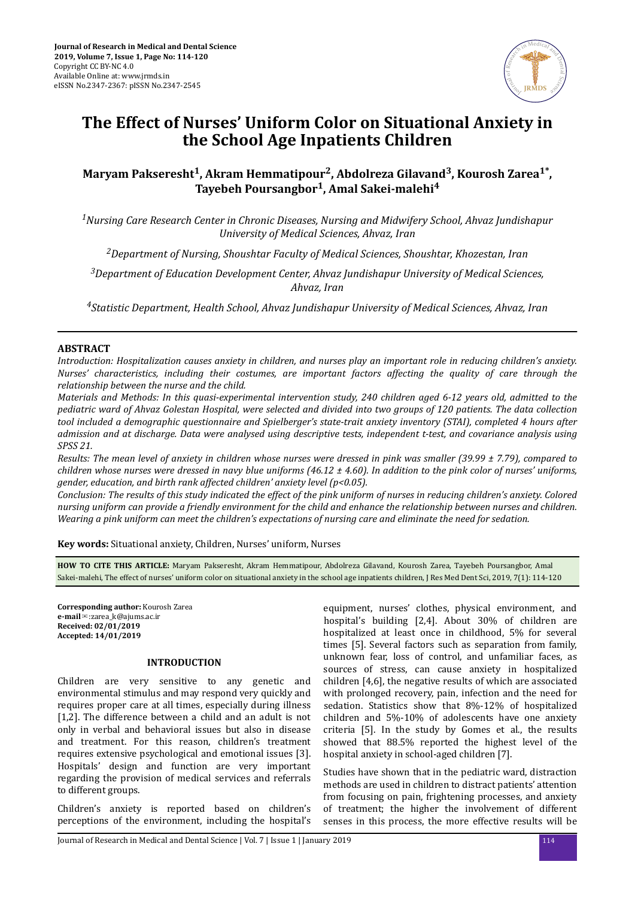# The Effect of Nurses' Uniform Color on Situational Anxiety in the School Age Inpatients Children

**Maryam Pakseresht[1], Akram Hemmatipour[2], Abdolreza Gilavand[3], Kourosh Zarea[1*], Tayebeh Poursangbor[1], Amal Sakei-malehi[4]**

*[1]Nursing Care Research Center in Chronic Diseases, Nursing and Midwifery School, Ahvaz Jundishapur University of Medical Sciences, Ahvaz, Iran*

*[2]Department of Nursing, Shoushtar Faculty of Medical Sciences, Shoushtar, Khozestan, Iran*

*[3]Department of Education Development Center, Ahvaz Jundishapur University of Medical Sciences, Ahvaz, Iran*

*[4]Statistic Department, Health School, Ahvaz Jundishapur University of Medical Sciences, Ahvaz, Iran*

## ABSTRACT

*Introduction: Hospitalization causes anxiety in children, and nurses play an important role in reducing children's anxiety. Nurses' characteristics, including their costumes, are important factors affecting the quality of care through the relationship between the nurse and the child.*

*Materials and Methods: In this quasi-experimental intervention study, 240 children aged 6-12 years old, admitted to the pediatric ward of Ahvaz Golestan Hospital, were selected and divided into two groups of 120 patients. The data collection tool included a demographic questionnaire and Spielberger's state-trait anxiety inventory (STAI), completed 4 hours after admission and at discharge. Data were analysed using descriptive tests, independent t-test, and covariance analysis using SPSS 21.*

*Results: The mean level of anxiety in children whose nurses were dressed in pink was smaller (39.99 ± 7.79), compared to children whose nurses were dressed in navy blue uniforms (46.12 ± 4.60). In addition to the pink color of nurses' uniforms, gender, education, and birth rank affected children' anxiety level ($p<0.05$).*

*Conclusion: The results of this study indicated the effect of the pink uniform of nurses in reducing children's anxiety. Colored nursing uniform can provide a friendly environment for the child and enhance the relationship between nurses and children. Wearing a pink uniform can meet the children's expectations of nursing care and eliminate the need for sedation.*

**Key words:** Situational anxiety, Children, Nurses' uniform, Nurses

**HOW TO CITE THIS ARTICLE:** Maryam Pakseresht, Akram Hemmatipour, Abdolreza Gilavand, Kourosh Zarea, Tayebeh Poursangbor, Amal Sakei-malehi, The effect of nurses' uniform color on situational anxiety in the school age inpatients children, J Res Med Dent Sci, 2019, 7(1): 114-120

**Corresponding author:** Kourosh Zarea
**e-mail**:zarea_k@ajums.ac.ir
**Received: 02/01/2019**
**Accepted: 14/01/2019**

## INTRODUCTION

Children are very sensitive to any genetic and environmental stimulus and may respond very quickly and requires proper care at all times, especially during illness [1,2]. The difference between a child and an adult is not only in verbal and behavioral issues but also in disease and treatment. For this reason, children's treatment requires extensive psychological and emotional issues [3]. Hospitals' design and function are very important regarding the provision of medical services and referrals to different groups.

Children's anxiety is reported based on children's perceptions of the environment, including the hospital's equipment, nurses' clothes, physical environment, and hospital's building [2,4]. About 30% of children are hospitalized at least once in childhood, 5% for several times [5]. Several factors such as separation from family, unknown fear, loss of control, and unfamiliar faces, as sources of stress, can cause anxiety in hospitalized children [4,6], the negative results of which are associated with prolonged recovery, pain, infection and the need for sedation. Statistics show that 8%-12% of hospitalized children and 5%-10% of adolescents have one anxiety criteria [5]. In the study by Gomes et al., the results showed that 88.5% reported the highest level of the hospital anxiety in school-aged children [7].

Studies have shown that in the pediatric ward, distraction methods are used in children to distract patients' attention from focusing on pain, frightening processes, and anxiety of treatment; the higher the involvement of different senses in this process, the more effective results will be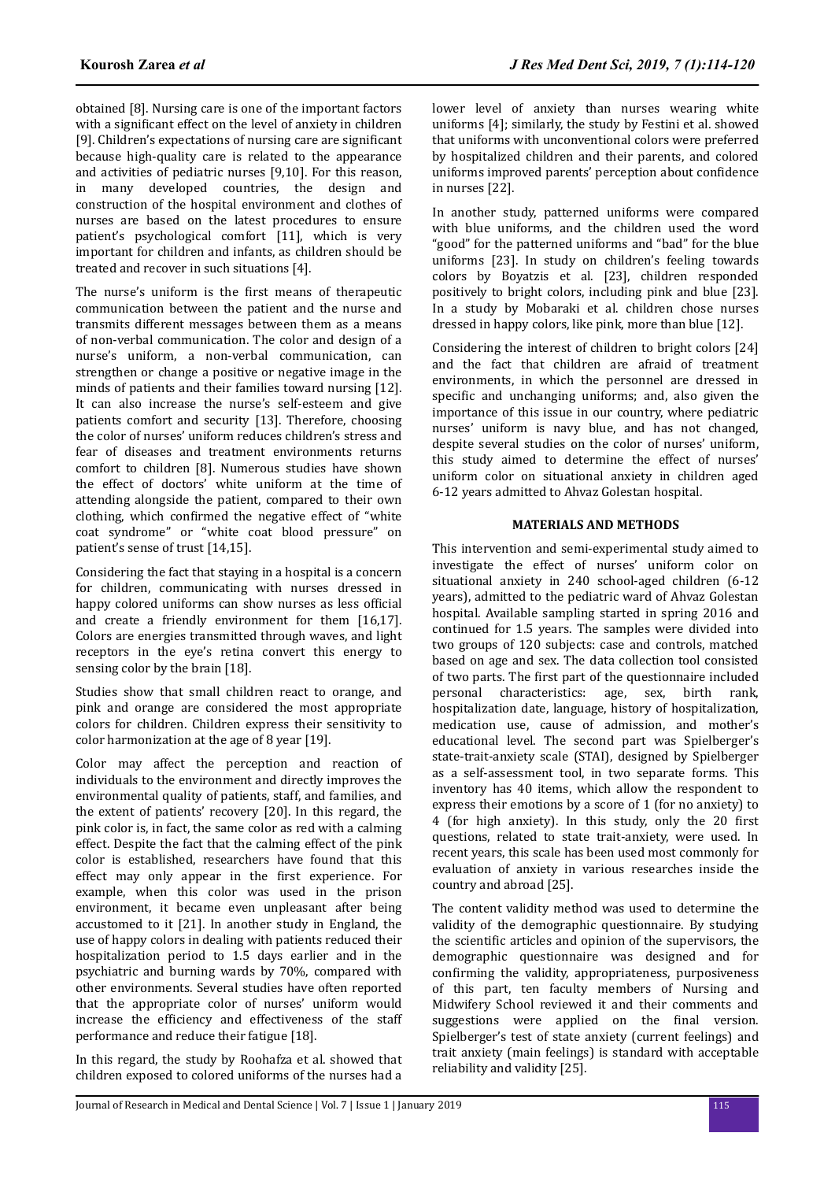obtained [8]. Nursing care is one of the important factors with a significant effect on the level of anxiety in children [9]. Children's expectations of nursing care are significant because high-quality care is related to the appearance and activities of pediatric nurses [9,10]. For this reason, in many developed countries, the design and construction of the hospital environment and clothes of nurses are based on the latest procedures to ensure patient's psychological comfort [11], which is very important for children and infants, as children should be treated and recover in such situations [4].

The nurse's uniform is the first means of therapeutic communication between the patient and the nurse and transmits different messages between them as a means of non-verbal communication. The color and design of a nurse's uniform, a non-verbal communication, can strengthen or change a positive or negative image in the minds of patients and their families toward nursing [12]. It can also increase the nurse's self-esteem and give patients comfort and security [13]. Therefore, choosing the color of nurses' uniform reduces children's stress and fear of diseases and treatment environments returns comfort to children [8]. Numerous studies have shown the effect of doctors' white uniform at the time of attending alongside the patient, compared to their own clothing, which confirmed the negative effect of "white coat syndrome" or "white coat blood pressure" on patient's sense of trust [14,15].

Considering the fact that staying in a hospital is a concern for children, communicating with nurses dressed in happy colored uniforms can show nurses as less official and create a friendly environment for them [16,17]. Colors are energies transmitted through waves, and light receptors in the eye's retina convert this energy to sensing color by the brain [18].

Studies show that small children react to orange, and pink and orange are considered the most appropriate colors for children. Children express their sensitivity to color harmonization at the age of 8 year [19].

Color may affect the perception and reaction of individuals to the environment and directly improves the environmental quality of patients, staff, and families, and the extent of patients' recovery [20]. In this regard, the pink color is, in fact, the same color as red with a calming effect. Despite the fact that the calming effect of the pink color is established, researchers have found that this effect may only appear in the first experience. For example, when this color was used in the prison environment, it became even unpleasant after being accustomed to it [21]. In another study in England, the use of happy colors in dealing with patients reduced their hospitalization period to 1.5 days earlier and in the psychiatric and burning wards by 70%, compared with other environments. Several studies have often reported that the appropriate color of nurses' uniform would increase the efficiency and effectiveness of the staff performance and reduce their fatigue [18].

In this regard, the study by Roohafza et al. showed that children exposed to colored uniforms of the nurses had a lower level of anxiety than nurses wearing white uniforms [4]; similarly, the study by Festini et al. showed that uniforms with unconventional colors were preferred by hospitalized children and their parents, and colored uniforms improved parents' perception about confidence in nurses [22].

In another study, patterned uniforms were compared with blue uniforms, and the children used the word "good" for the patterned uniforms and "bad" for the blue uniforms [23]. In study on children's feeling towards colors by Boyatzis et al. [23], children responded positively to bright colors, including pink and blue [23]. In a study by Mobaraki et al. children chose nurses dressed in happy colors, like pink, more than blue [12].

Considering the interest of children to bright colors [24] and the fact that children are afraid of treatment environments, in which the personnel are dressed in specific and unchanging uniforms; and, also given the importance of this issue in our country, where pediatric nurses' uniform is navy blue, and has not changed, despite several studies on the color of nurses' uniform, this study aimed to determine the effect of nurses' uniform color on situational anxiety in children aged 6-12 years admitted to Ahvaz Golestan hospital.

## MATERIALS AND METHODS

This intervention and semi-experimental study aimed to investigate the effect of nurses' uniform color on situational anxiety in 240 school-aged children (6-12 years), admitted to the pediatric ward of Ahvaz Golestan hospital. Available sampling started in spring 2016 and continued for 1.5 years. The samples were divided into two groups of 120 subjects: case and controls, matched based on age and sex. The data collection tool consisted of two parts. The first part of the questionnaire included personal characteristics: age, sex, birth rank, hospitalization date, language, history of hospitalization, medication use, cause of admission, and mother's educational level. The second part was Spielberger's state-trait-anxiety scale (STAI), designed by Spielberger as a self-assessment tool, in two separate forms. This inventory has 40 items, which allow the respondent to express their emotions by a score of 1 (for no anxiety) to 4 (for high anxiety). In this study, only the 20 first questions, related to state trait-anxiety, were used. In recent years, this scale has been used most commonly for evaluation of anxiety in various researches inside the country and abroad [25].

The content validity method was used to determine the validity of the demographic questionnaire. By studying the scientific articles and opinion of the supervisors, the demographic questionnaire was designed and for confirming the validity, appropriateness, purposiveness of this part, ten faculty members of Nursing and Midwifery School reviewed it and their comments and suggestions were applied on the final version. Spielberger's test of state anxiety (current feelings) and trait anxiety (main feelings) is standard with acceptable reliability and validity [25].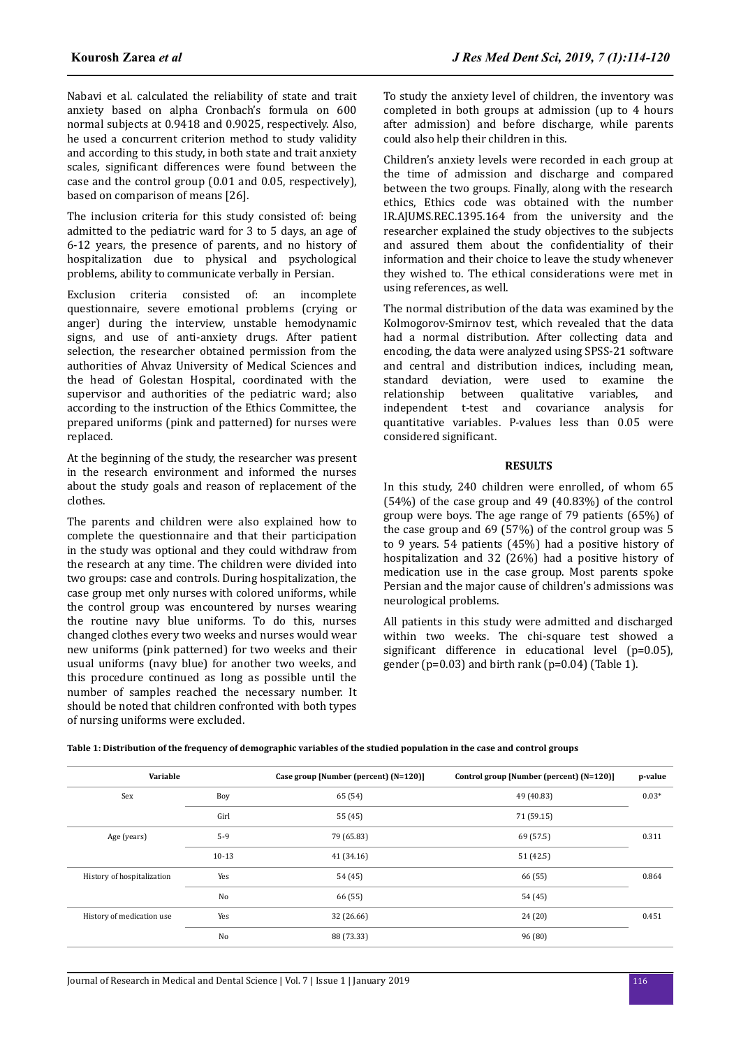Nabavi et al. calculated the reliability of state and trait anxiety based on alpha Cronbach's formula on 600 normal subjects at 0.9418 and 0.9025, respectively. Also, he used a concurrent criterion method to study validity and according to this study, in both state and trait anxiety scales, significant differences were found between the case and the control group (0.01 and 0.05, respectively), based on comparison of means [26].

The inclusion criteria for this study consisted of: being admitted to the pediatric ward for 3 to 5 days, an age of 6-12 years, the presence of parents, and no history of hospitalization due to physical and psychological problems, ability to communicate verbally in Persian.

Exclusion criteria consisted of: an incomplete questionnaire, severe emotional problems (crying or anger) during the interview, unstable hemodynamic signs, and use of anti-anxiety drugs. After patient selection, the researcher obtained permission from the authorities of Ahvaz University of Medical Sciences and the head of Golestan Hospital, coordinated with the supervisor and authorities of the pediatric ward; also according to the instruction of the Ethics Committee, the prepared uniforms (pink and patterned) for nurses were replaced.

At the beginning of the study, the researcher was present in the research environment and informed the nurses about the study goals and reason of replacement of the clothes.

The parents and children were also explained how to complete the questionnaire and that their participation in the study was optional and they could withdraw from the research at any time. The children were divided into two groups: case and controls. During hospitalization, the case group met only nurses with colored uniforms, while the control group was encountered by nurses wearing the routine navy blue uniforms. To do this, nurses changed clothes every two weeks and nurses would wear new uniforms (pink patterned) for two weeks and their usual uniforms (navy blue) for another two weeks, and this procedure continued as long as possible until the number of samples reached the necessary number. It should be noted that children confronted with both types of nursing uniforms were excluded.

To study the anxiety level of children, the inventory was completed in both groups at admission (up to 4 hours after admission) and before discharge, while parents could also help their children in this.

Children's anxiety levels were recorded in each group at the time of admission and discharge and compared between the two groups. Finally, along with the research ethics, Ethics code was obtained with the number IR.AJUMS.REC.1395.164 from the university and the researcher explained the study objectives to the subjects and assured them about the confidentiality of their information and their choice to leave the study whenever they wished to. The ethical considerations were met in using references, as well.

The normal distribution of the data was examined by the Kolmogorov-Smirnov test, which revealed that the data had a normal distribution. After collecting data and encoding, the data were analyzed using SPSS-21 software and central and distribution indices, including mean, standard deviation, were used to examine the relationship between qualitative variables, and independent t-test and covariance analysis for quantitative variables. P-values less than 0.05 were considered significant.

## RESULTS

In this study, 240 children were enrolled, of whom 65 (54%) of the case group and 49 (40.83%) of the control group were boys. The age range of 79 patients (65%) of the case group and 69 (57%) of the control group was 5 to 9 years. 54 patients (45%) had a positive history of hospitalization and 32 (26%) had a positive history of medication use in the case group. Most parents spoke Persian and the major cause of children's admissions was neurological problems.

All patients in this study were admitted and discharged within two weeks. The chi-square test showed a significant difference in educational level ($p=0.05$), gender ($p=0.03$) and birth rank ($p=0.04$) (Table 1).

**Table 1: Distribution of the frequency of demographic variables of the studied population in the case and control groups**

| Variable | | Case group [Number (percent) (N=120)] | Control group [Number (percent) (N=120)] | p-value |
|---|---|---|---|---|
| Sex | Boy | 65 (54) | 49 (40.83) | 0.03* |
| | Girl | 55 (45) | 71 (59.15) | |
| Age (years) | 5-9 | 79 (65.83) | 69 (57.5) | 0.311 |
| | 10-13 | 41 (34.16) | 51 (42.5) | |
| History of hospitalization | Yes | 54 (45) | 66 (55) | 0.864 |
| | No | 66 (55) | 54 (45) | |
| History of medication use | Yes | 32 (26.66) | 24 (20) | 0.451 |
| | No | 88 (73.33) | 96 (80) | |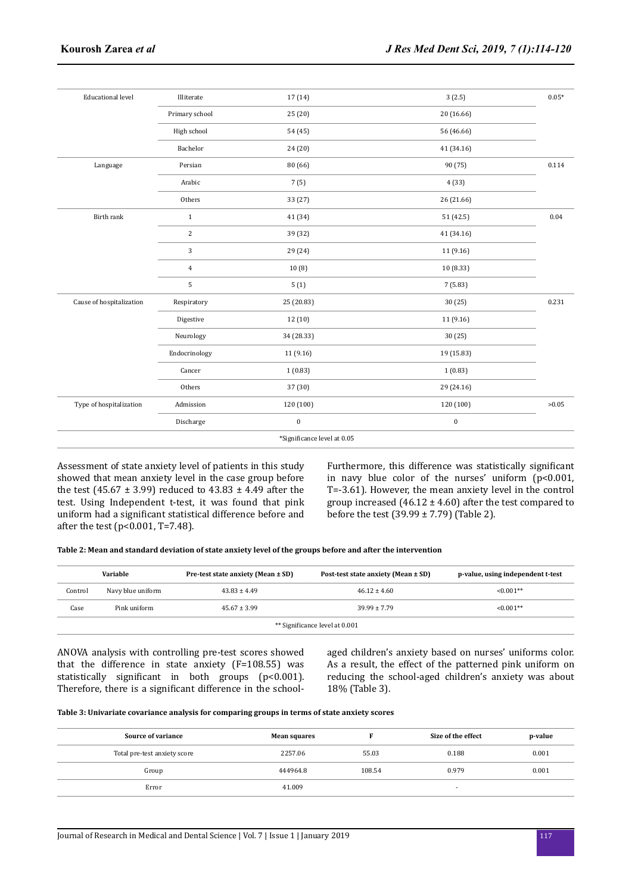| | | | | |
|---|---|---|---|---|
| Educational level | Illiterate | 17 (14) | 3 (2.5) | 0.05* |
| | Primary school | 25 (20) | 20 (16.66) | |
| | High school | 54 (45) | 56 (46.66) | |
| | Bachelor | 24 (20) | 41 (34.16) | |
| Language | Persian | 80 (66) | 90 (75) | 0.114 |
| | Arabic | 7 (5) | 4 (33) | |
| | Others | 33 (27) | 26 (21.66) | |
| Birth rank | 1 | 41 (34) | 51 (42.5) | 0.04 |
| | 2 | 39 (32) | 41 (34.16) | |
| | 3 | 29 (24) | 11 (9.16) | |
| | 4 | 10 (8) | 10 (8.33) | |
| | 5 | 5 (1) | 7 (5.83) | |
| Cause of hospitalization | Respiratory | 25 (20.83) | 30 (25) | 0.231 |
| | Digestive | 12 (10) | 11 (9.16) | |
| | Neurology | 34 (28.33) | 30 (25) | |
| | Endocrinology | 11 (9.16) | 19 (15.83) | |
| | Cancer | 1 (0.83) | 1 (0.83) | |
| | Others | 37 (30) | 29 (24.16) | |
| Type of hospitalization | Admission | 120 (100) | 120 (100) | >0.05 |
| | Discharge | 0 | 0 | |
| *Significance level at 0.05 | | | | |

Assessment of state anxiety level of patients in this study showed that mean anxiety level in the case group before the test (45.67 ± 3.99) reduced to 43.83 ± 4.49 after the test. Using Independent t-test, it was found that pink uniform had a significant statistical difference before and after the test ($p<0.001$, $T=7.48$).

Furthermore, this difference was statistically significant in navy blue color of the nurses' uniform ($p<0.001$, $T=-3.61$). However, the mean anxiety level in the control group increased (46.12 ± 4.60) after the test compared to before the test (39.99 ± 7.79) (Table 2).

**Table 2: Mean and standard deviation of state anxiety level of the groups before and after the intervention**

| Variable | | Pre-test state anxiety (Mean ± SD) | Post-test state anxiety (Mean ± SD) | p-value, using independent t-test |
|---|---|---|---|---|
| Control | Navy blue uniform | 43.83 ± 4.49 | 46.12 ± 4.60 | <0.001** |
| Case | Pink uniform | 45.67 ± 3.99 | 39.99 ± 7.79 | <0.001** |
| ** Significance level at 0.001 | | | | |

ANOVA analysis with controlling pre-test scores showed that the difference in state anxiety ($F=108.55$) was statistically significant in both groups ($p<0.001$). Therefore, there is a significant difference in the school-aged children's anxiety based on nurses' uniforms color. As a result, the effect of the patterned pink uniform on reducing the school-aged children's anxiety was about 18% (Table 3).

**Table 3: Univariate covariance analysis for comparing groups in terms of state anxiety scores**

| Source of variance | Mean squares | F | Size of the effect | p-value |
|---|---|---|---|---|
| Total pre-test anxiety score | 2257.06 | 55.03 | 0.188 | 0.001 |
| Group | 444964.8 | 108.54 | 0.979 | 0.001 |
| Error | 41.009 | | - | |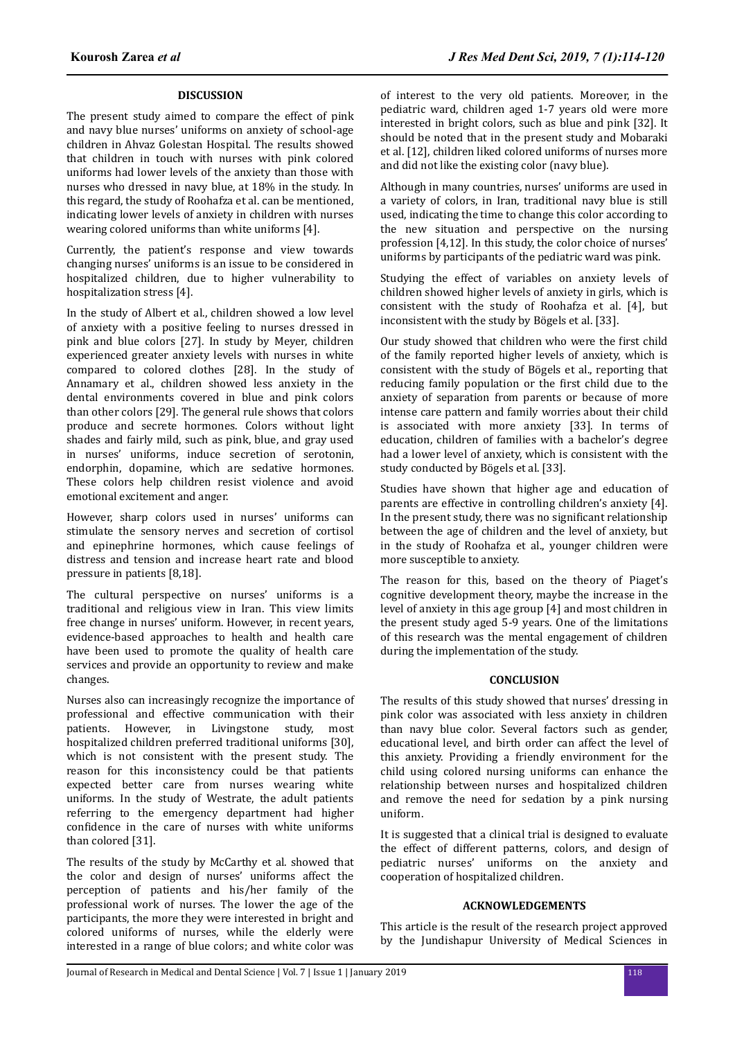## DISCUSSION

The present study aimed to compare the effect of pink and navy blue nurses' uniforms on anxiety of school-age children in Ahvaz Golestan Hospital. The results showed that children in touch with nurses with pink colored uniforms had lower levels of the anxiety than those with nurses who dressed in navy blue, at 18% in the study. In this regard, the study of Roohafza et al. can be mentioned, indicating lower levels of anxiety in children with nurses wearing colored uniforms than white uniforms [4].

Currently, the patient's response and view towards changing nurses' uniforms is an issue to be considered in hospitalized children, due to higher vulnerability to hospitalization stress [4].

In the study of Albert et al., children showed a low level of anxiety with a positive feeling to nurses dressed in pink and blue colors [27]. In study by Meyer, children experienced greater anxiety levels with nurses in white compared to colored clothes [28]. In the study of Annamary et al., children showed less anxiety in the dental environments covered in blue and pink colors than other colors [29]. The general rule shows that colors produce and secrete hormones. Colors without light shades and fairly mild, such as pink, blue, and gray used in nurses' uniforms, induce secretion of serotonin, endorphin, dopamine, which are sedative hormones. These colors help children resist violence and avoid emotional excitement and anger.

However, sharp colors used in nurses' uniforms can stimulate the sensory nerves and secretion of cortisol and epinephrine hormones, which cause feelings of distress and tension and increase heart rate and blood pressure in patients [8,18].

The cultural perspective on nurses' uniforms is a traditional and religious view in Iran. This view limits free change in nurses' uniform. However, in recent years, evidence-based approaches to health and health care have been used to promote the quality of health care services and provide an opportunity to review and make changes.

Nurses also can increasingly recognize the importance of professional and effective communication with their patients. However, in Livingstone study, most hospitalized children preferred traditional uniforms [30], which is not consistent with the present study. The reason for this inconsistency could be that patients expected better care from nurses wearing white uniforms. In the study of Westrate, the adult patients referring to the emergency department had higher confidence in the care of nurses with white uniforms than colored [31].

The results of the study by McCarthy et al. showed that the color and design of nurses' uniforms affect the perception of patients and his/her family of the professional work of nurses. The lower the age of the participants, the more they were interested in bright and colored uniforms of nurses, while the elderly were interested in a range of blue colors; and white color was of interest to the very old patients. Moreover, in the pediatric ward, children aged 1-7 years old were more interested in bright colors, such as blue and pink [32]. It should be noted that in the present study and Mobaraki et al. [12], children liked colored uniforms of nurses more and did not like the existing color (navy blue).

Although in many countries, nurses' uniforms are used in a variety of colors, in Iran, traditional navy blue is still used, indicating the time to change this color according to the new situation and perspective on the nursing profession [4,12]. In this study, the color choice of nurses' uniforms by participants of the pediatric ward was pink.

Studying the effect of variables on anxiety levels of children showed higher levels of anxiety in girls, which is consistent with the study of Roohafza et al. [4], but inconsistent with the study by Bögels et al. [33].

Our study showed that children who were the first child of the family reported higher levels of anxiety, which is consistent with the study of Bögels et al., reporting that reducing family population or the first child due to the anxiety of separation from parents or because of more intense care pattern and family worries about their child is associated with more anxiety [33]. In terms of education, children of families with a bachelor's degree had a lower level of anxiety, which is consistent with the study conducted by Bögels et al. [33].

Studies have shown that higher age and education of parents are effective in controlling children's anxiety [4]. In the present study, there was no significant relationship between the age of children and the level of anxiety, but in the study of Roohafza et al., younger children were more susceptible to anxiety.

The reason for this, based on the theory of Piaget's cognitive development theory, maybe the increase in the level of anxiety in this age group [4] and most children in the present study aged 5-9 years. One of the limitations of this research was the mental engagement of children during the implementation of the study.

## CONCLUSION

The results of this study showed that nurses' dressing in pink color was associated with less anxiety in children than navy blue color. Several factors such as gender, educational level, and birth order can affect the level of this anxiety. Providing a friendly environment for the child using colored nursing uniforms can enhance the relationship between nurses and hospitalized children and remove the need for sedation by a pink nursing uniform.

It is suggested that a clinical trial is designed to evaluate the effect of different patterns, colors, and design of pediatric nurses' uniforms on the anxiety and cooperation of hospitalized children.

## ACKNOWLEDGEMENTS

This article is the result of the research project approved by the Jundishapur University of Medical Sciences in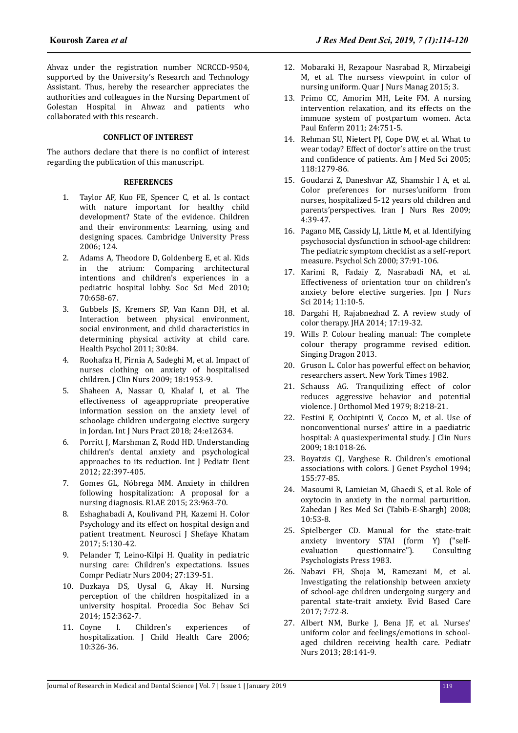Ahvaz under the registration number NCRCCD-9504, supported by the University's Research and Technology Assistant. Thus, hereby the researcher appreciates the authorities and colleagues in the Nursing Department of Golestan Hospital in Ahwaz and patients who collaborated with this research.

## CONFLICT OF INTEREST

The authors declare that there is no conflict of interest regarding the publication of this manuscript.

## REFERENCES

1. Taylor AF, Kuo FE, Spencer C, et al. Is contact with nature important for healthy child development? State of the evidence. Children and their environments: Learning, using and designing spaces. Cambridge University Press 2006; 124.
2. Adams A, Theodore D, Goldenberg E, et al. Kids in the atrium: Comparing architectural intentions and children's experiences in a pediatric hospital lobby. Soc Sci Med 2010; 70:658-67.
3. Gubbels JS, Kremers SP, Van Kann DH, et al. Interaction between physical environment, social environment, and child characteristics in determining physical activity at child care. Health Psychol 2011; 30:84.
4. Roohafza H, Pirnia A, Sadeghi M, et al. Impact of nurses clothing on anxiety of hospitalised children. J Clin Nurs 2009; 18:1953-9.
5. Shaheen A, Nassar O, Khalaf I, et al. The effectiveness of ageappropriate preoperative information session on the anxiety level of schoolage children undergoing elective surgery in Jordan. Int J Nurs Pract 2018; 24:e12634.
6. Porritt J, Marshman Z, Rodd HD. Understanding children's dental anxiety and psychological approaches to its reduction. Int J Pediatr Dent 2012; 22:397-405.
7. Gomes GL, Nóbrega MM. Anxiety in children following hospitalization: A proposal for a nursing diagnosis. RLAE 2015; 23:963-70.
8. Eshaghabadi A, Koulivand PH, Kazemi H. Color Psychology and its effect on hospital design and patient treatment. Neurosci J Shefaye Khatam 2017; 5:130-42.
9. Pelander T, Leino-Kilpi H. Quality in pediatric nursing care: Children's expectations. Issues Compr Pediatr Nurs 2004; 27:139-51.
10. Duzkaya DS, Uysal G, Akay H. Nursing perception of the children hospitalized in a university hospital. Procedia Soc Behav Sci 2014; 152:362-7.
11. Coyne I. Children's experiences of hospitalization. J Child Health Care 2006; 10:326-36.
12. Mobaraki H, Rezapour Nasrabad R, Mirzabeigi M, et al. The nursess viewpoint in color of nursing uniform. Quar J Nurs Manag 2015; 3.
13. Primo CC, Amorim MH, Leite FM. A nursing intervention relaxation, and its effects on the immune system of postpartum women. Acta Paul Enferm 2011; 24:751-5.
14. Rehman SU, Nietert PJ, Cope DW, et al. What to wear today? Effect of doctor's attire on the trust and confidence of patients. Am J Med Sci 2005; 118:1279-86.
15. Goudarzi Z, Daneshvar AZ, Shamshir I A, et al. Color preferences for nurses'uniform from nurses, hospitalized 5-12 years old children and parents'perspectives. Iran J Nurs Res 2009; 4:39-47.
16. Pagano ME, Cassidy LJ, Little M, et al. Identifying psychosocial dysfunction in school-age children: The pediatric symptom checklist as a self-report measure. Psychol Sch 2000; 37:91-106.
17. Karimi R, Fadaiy Z, Nasrabadi NA, et al. Effectiveness of orientation tour on children's anxiety before elective surgeries. Jpn J Nurs Sci 2014; 11:10-5.
18. Dargahi H, Rajabnezhad Z. A review study of color therapy. JHA 2014; 17:19-32.
19. Wills P. Colour healing manual: The complete colour therapy programme revised edition. Singing Dragon 2013.
20. Gruson L. Color has powerful effect on behavior, researchers assert. New York Times 1982.
21. Schauss AG. Tranquilizing effect of color reduces aggressive behavior and potential violence. J Orthomol Med 1979; 8:218-21.
22. Festini F, Occhipinti V, Cocco M, et al. Use of nonconventional nurses' attire in a paediatric hospital: A quasiexperimental study. J Clin Nurs 2009; 18:1018-26.
23. Boyatzis CJ, Varghese R. Children's emotional associations with colors. J Genet Psychol 1994; 155:77-85.
24. Masoumi R, Lamieian M, Ghaedi S, et al. Role of oxytocin in anxiety in the normal parturition. Zahedan J Res Med Sci (Tabib-E-Shargh) 2008; 10:53-8.
25. Spielberger CD. Manual for the state-trait anxiety inventory STAI (form Y) ("self-evaluation questionnaire"). Consulting Psychologists Press 1983.
26. Nabavi FH, Shoja M, Ramezani M, et al. Investigating the relationship between anxiety of school-age children undergoing surgery and parental state-trait anxiety. Evid Based Care 2017; 7:72-8.
27. Albert NM, Burke J, Bena JF, et al. Nurses' uniform color and feelings/emotions in school-aged children receiving health care. Pediatr Nurs 2013; 28:141-9.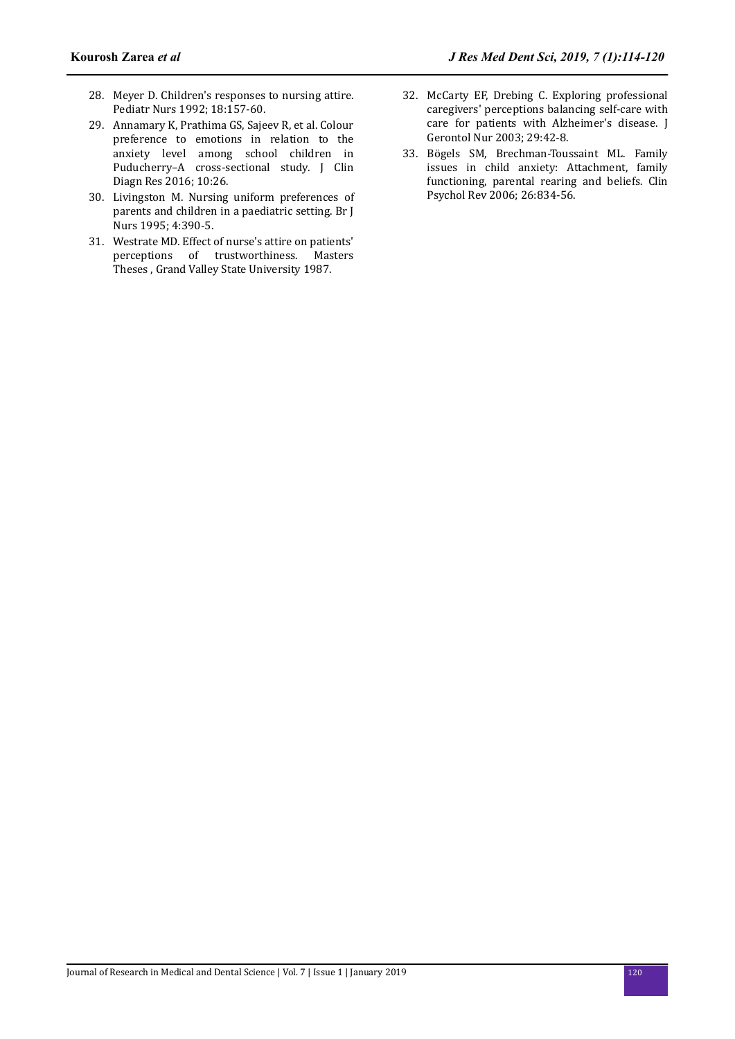28. Meyer D. Children's responses to nursing attire. Pediatr Nurs 1992; 18:157-60.
29. Annamary K, Prathima GS, Sajeev R, et al. Colour preference to emotions in relation to the anxiety level among school children in Puducherry–A cross-sectional study. J Clin Diagn Res 2016; 10:26.
30. Livingston M. Nursing uniform preferences of parents and children in a paediatric setting. Br J Nurs 1995; 4:390-5.
31. Westrate MD. Effect of nurse's attire on patients' perceptions of trustworthiness. Masters Theses , Grand Valley State University 1987.
32. McCarty EF, Drebing C. Exploring professional caregivers' perceptions balancing self-care with care for patients with Alzheimer's disease. J Gerontol Nur 2003; 29:42-8.
33. Bögels SM, Brechman-Toussaint ML. Family issues in child anxiety: Attachment, family functioning, parental rearing and beliefs. Clin Psychol Rev 2006; 26:834-56.